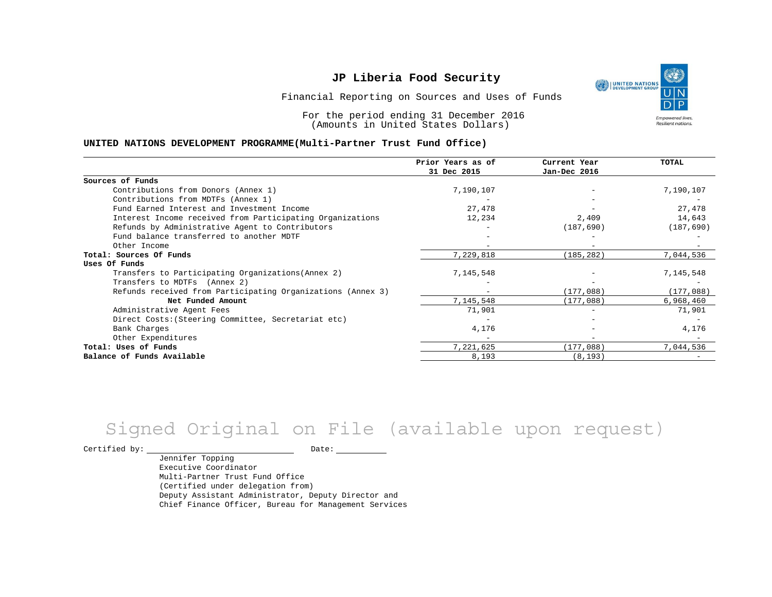# JP Liberia Food Security

Financial Reporting on Sources and Uses of Funds

For the period ending 31 December 2016
(Amounts in United States Dollars)

**UNITED NATIONS DEVELOPMENT PROGRAMME(Multi-Partner Trust Fund Office)**

| | Prior Years as of 31 Dec 2015 | Current Year Jan-Dec 2016 | TOTAL |
|---|---|---|---|
| **Sources of Funds** | | | |
| Contributions from Donors (Annex 1) | 7,190,107 | - | 7,190,107 |
| Contributions from MDTFs (Annex 1) | - | - | - |
| Fund Earned Interest and Investment Income | 27,478 | - | 27,478 |
| Interest Income received from Participating Organizations | 12,234 | 2,409 | 14,643 |
| Refunds by Administrative Agent to Contributors | - | (187,690) | (187,690) |
| Fund balance transferred to another MDTF | - | - | - |
| Other Income | - | - | - |
| **Total: Sources Of Funds** | 7,229,818 | (185,282) | 7,044,536 |
| **Uses Of Funds** | | | |
| Transfers to Participating Organizations(Annex 2) | 7,145,548 | - | 7,145,548 |
| Transfers to MDTFs (Annex 2) | - | - | - |
| Refunds received from Participating Organizations (Annex 3) | - | (177,088) | (177,088) |
| **Net Funded Amount** | 7,145,548 | (177,088) | 6,968,460 |
| Administrative Agent Fees | 71,901 | - | 71,901 |
| Direct Costs:(Steering Committee, Secretariat etc) | - | - | - |
| Bank Charges | 4,176 | - | 4,176 |
| Other Expenditures | - | - | - |
| **Total: Uses of Funds** | 7,221,625 | (177,088) | 7,044,536 |
| **Balance of Funds Available** | 8,193 | (8,193) | - |

Signed Original on File (available upon request)

Certified by: ______________________ Date: __________

Jennifer Topping
Executive Coordinator
Multi-Partner Trust Fund Office
(Certified under delegation from)
Deputy Assistant Administrator, Deputy Director and
Chief Finance Officer, Bureau for Management Services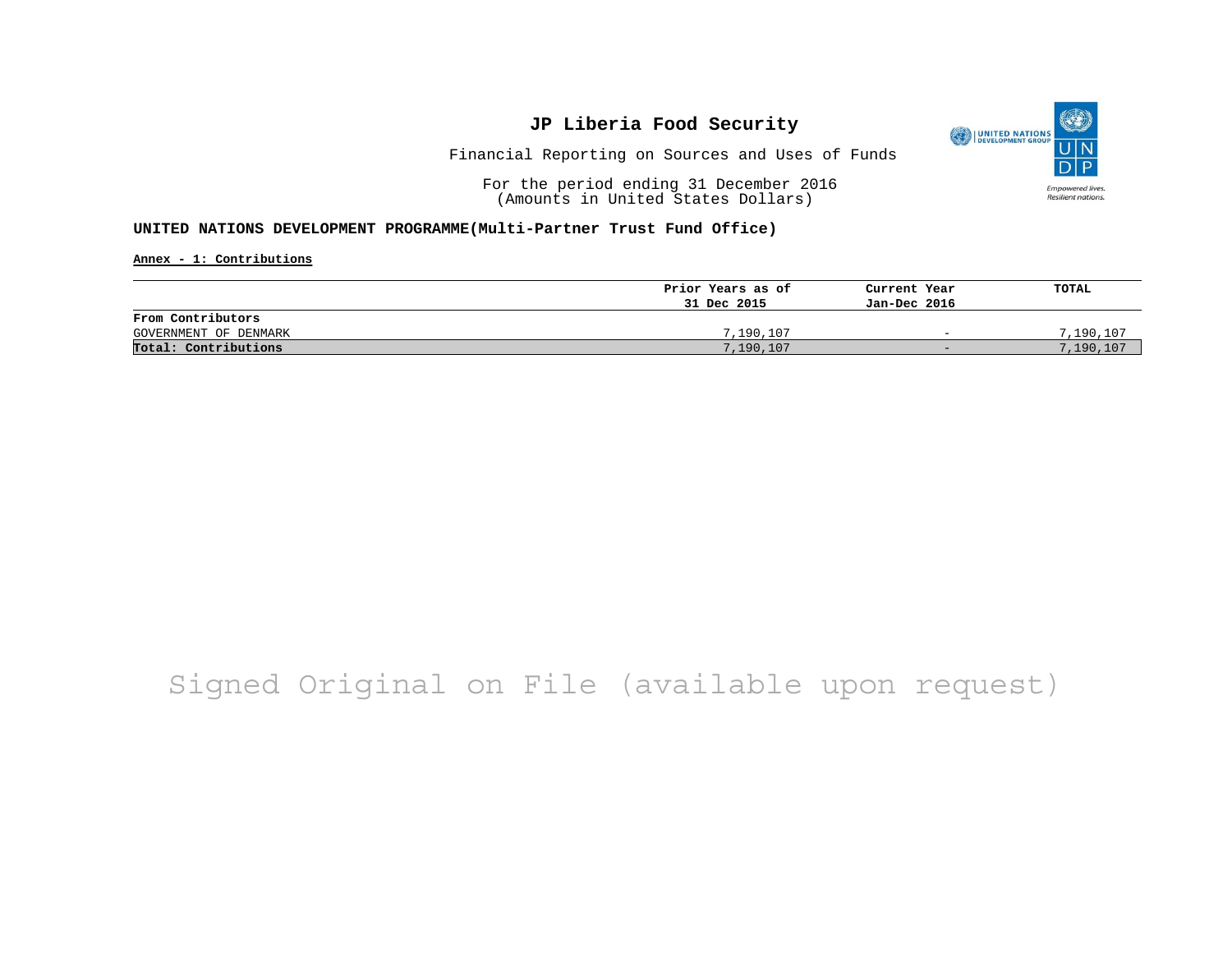# JP Liberia Food Security

Financial Reporting on Sources and Uses of Funds

For the period ending 31 December 2016
(Amounts in United States Dollars)

**UNITED NATIONS DEVELOPMENT PROGRAMME(Multi-Partner Trust Fund Office)**

**Annex - 1: Contributions**

| | Prior Years as of 31 Dec 2015 | Current Year Jan-Dec 2016 | TOTAL |
|---|---|---|---|
| **From Contributors** | | | |
| GOVERNMENT OF DENMARK | 7,190,107 | - | 7,190,107 |
| **Total: Contributions** | 7,190,107 | - | 7,190,107 |

Signed Original on File (available upon request)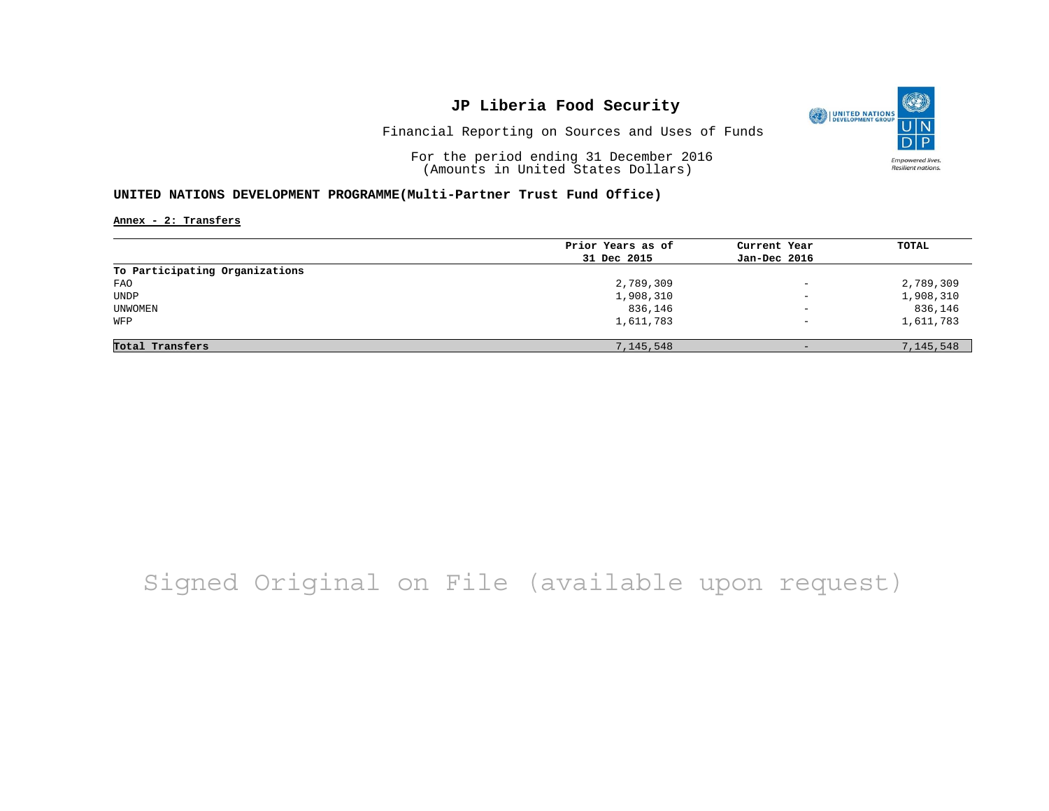# JP Liberia Food Security

Financial Reporting on Sources and Uses of Funds

For the period ending 31 December 2016
(Amounts in United States Dollars)

**UNITED NATIONS DEVELOPMENT PROGRAMME(Multi-Partner Trust Fund Office)**

**Annex - 2: Transfers**

| | Prior Years as of 31 Dec 2015 | Current Year Jan-Dec 2016 | TOTAL |
|---|---|---|---|
| **To Participating Organizations** | | | |
| FAO | 2,789,309 | - | 2,789,309 |
| UNDP | 1,908,310 | - | 1,908,310 |
| UNWOMEN | 836,146 | - | 836,146 |
| WFP | 1,611,783 | - | 1,611,783 |
| **Total Transfers** | 7,145,548 | - | 7,145,548 |

Signed Original on File (available upon request)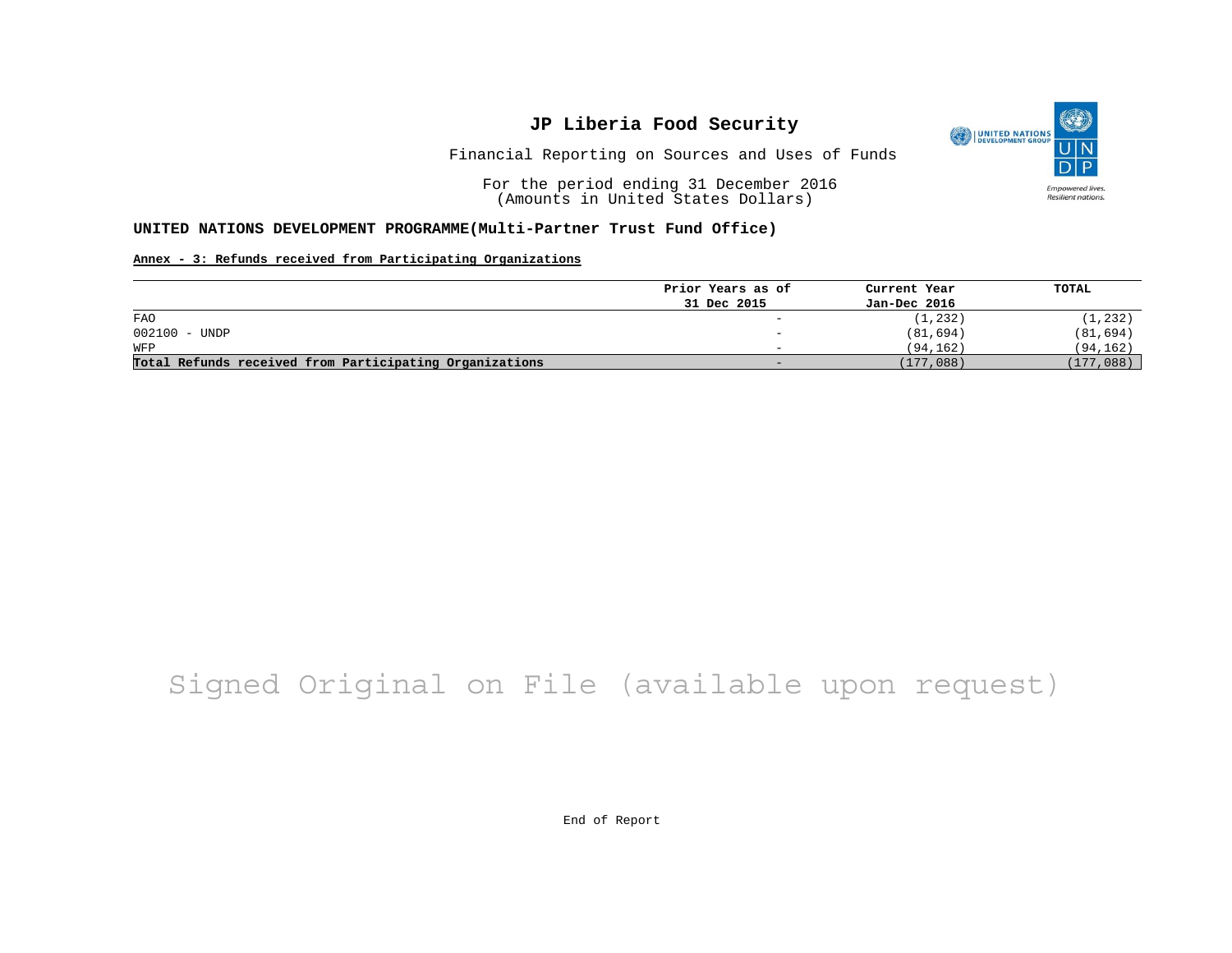# JP Liberia Food Security

Financial Reporting on Sources and Uses of Funds

For the period ending 31 December 2016
(Amounts in United States Dollars)

**UNITED NATIONS DEVELOPMENT PROGRAMME(Multi-Partner Trust Fund Office)**

**Annex - 3: Refunds received from Participating Organizations**

| | Prior Years as of 31 Dec 2015 | Current Year Jan-Dec 2016 | TOTAL |
|---|---|---|---|
| FAO | - | (1,232) | (1,232) |
| 002100 - UNDP | - | (81,694) | (81,694) |
| WFP | - | (94,162) | (94,162) |
| **Total Refunds received from Participating Organizations** | - | (177,088) | (177,088) |

Signed Original on File (available upon request)

End of Report